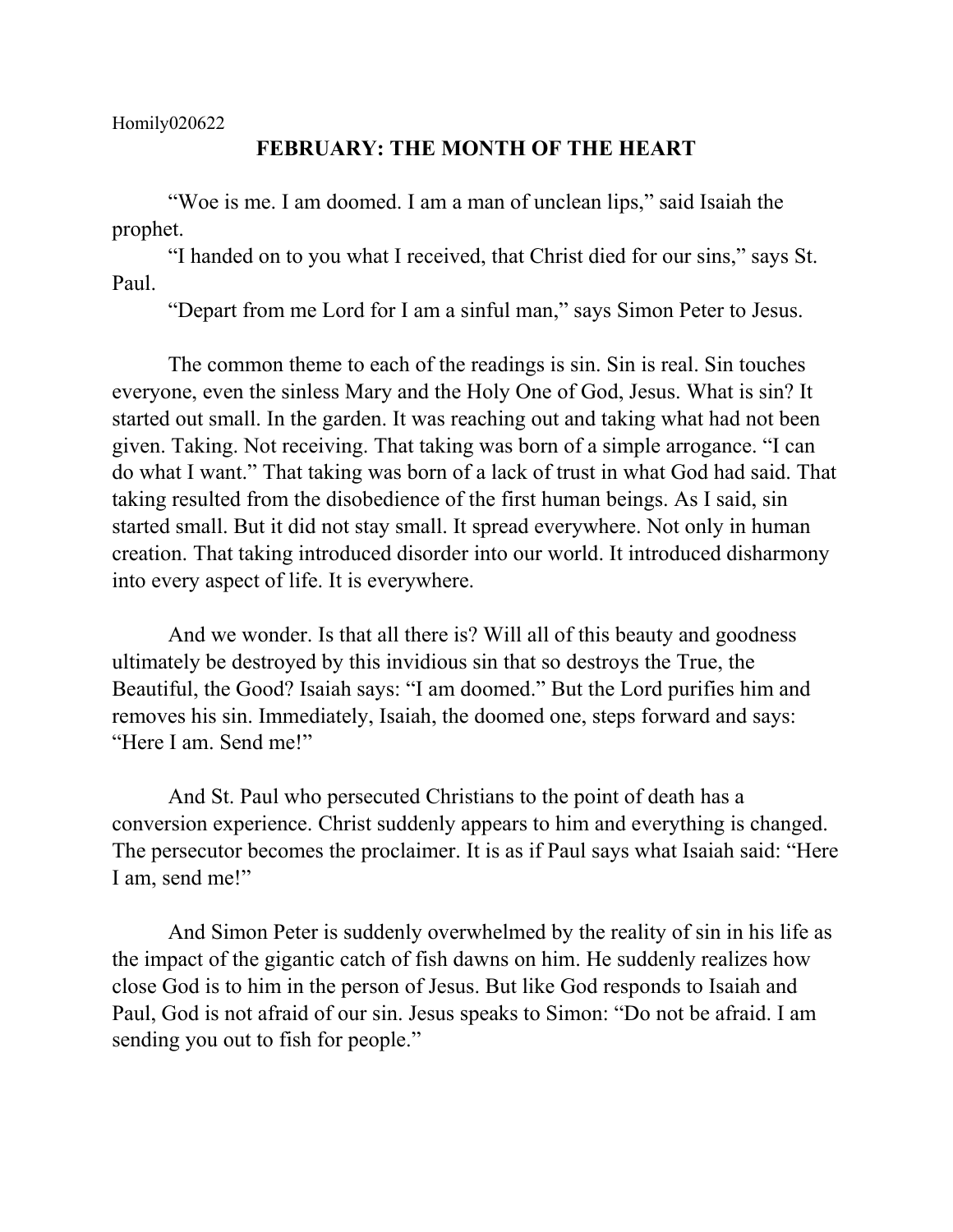Homily020622

# FEBRUARY: THE MONTH OF THE HEART

"Woe is me. I am doomed. I am a man of unclean lips," said Isaiah the prophet.

"I handed on to you what I received, that Christ died for our sins," says St. Paul.

"Depart from me Lord for I am a sinful man," says Simon Peter to Jesus.

The common theme to each of the readings is sin. Sin is real. Sin touches everyone, even the sinless Mary and the Holy One of God, Jesus. What is sin? It started out small. In the garden. It was reaching out and taking what had not been given. Taking. Not receiving. That taking was born of a simple arrogance. "I can do what I want." That taking was born of a lack of trust in what God had said. That taking resulted from the disobedience of the first human beings. As I said, sin started small. But it did not stay small. It spread everywhere. Not only in human creation. That taking introduced disorder into our world. It introduced disharmony into every aspect of life. It is everywhere.

And we wonder. Is that all there is? Will all of this beauty and goodness ultimately be destroyed by this invidious sin that so destroys the True, the Beautiful, the Good? Isaiah says: "I am doomed." But the Lord purifies him and removes his sin. Immediately, Isaiah, the doomed one, steps forward and says: "Here I am. Send me!"

And St. Paul who persecuted Christians to the point of death has a conversion experience. Christ suddenly appears to him and everything is changed. The persecutor becomes the proclaimer. It is as if Paul says what Isaiah said: "Here I am, send me!"

And Simon Peter is suddenly overwhelmed by the reality of sin in his life as the impact of the gigantic catch of fish dawns on him. He suddenly realizes how close God is to him in the person of Jesus. But like God responds to Isaiah and Paul, God is not afraid of our sin. Jesus speaks to Simon: "Do not be afraid. I am sending you out to fish for people."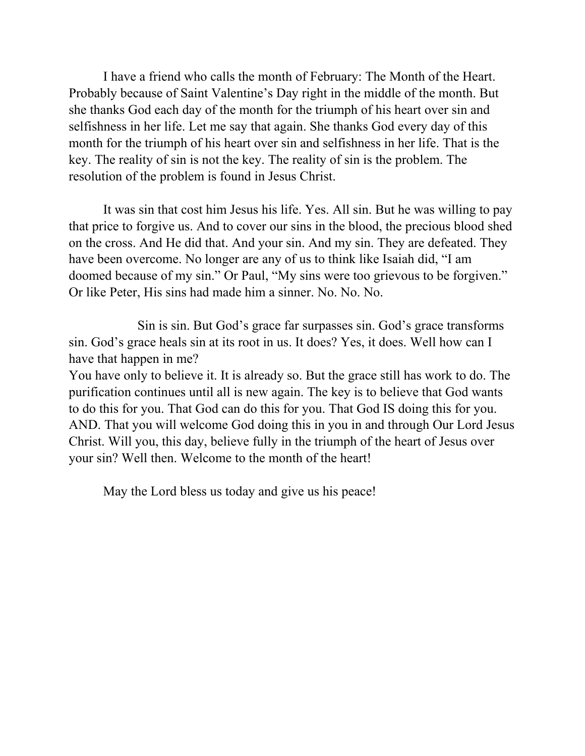I have a friend who calls the month of February: The Month of the Heart. Probably because of Saint Valentine's Day right in the middle of the month. But she thanks God each day of the month for the triumph of his heart over sin and selfishness in her life. Let me say that again. She thanks God every day of this month for the triumph of his heart over sin and selfishness in her life. That is the key. The reality of sin is not the key. The reality of sin is the problem. The resolution of the problem is found in Jesus Christ.

It was sin that cost him Jesus his life. Yes. All sin. But he was willing to pay that price to forgive us. And to cover our sins in the blood, the precious blood shed on the cross. And He did that. And your sin. And my sin. They are defeated. They have been overcome. No longer are any of us to think like Isaiah did, "I am doomed because of my sin." Or Paul, "My sins were too grievous to be forgiven." Or like Peter, His sins had made him a sinner. No. No. No.

Sin is sin. But God's grace far surpasses sin. God's grace transforms sin. God's grace heals sin at its root in us. It does? Yes, it does. Well how can I have that happen in me?
You have only to believe it. It is already so. But the grace still has work to do. The purification continues until all is new again. The key is to believe that God wants to do this for you. That God can do this for you. That God IS doing this for you. AND. That you will welcome God doing this in you in and through Our Lord Jesus Christ. Will you, this day, believe fully in the triumph of the heart of Jesus over your sin? Well then. Welcome to the month of the heart!

May the Lord bless us today and give us his peace!